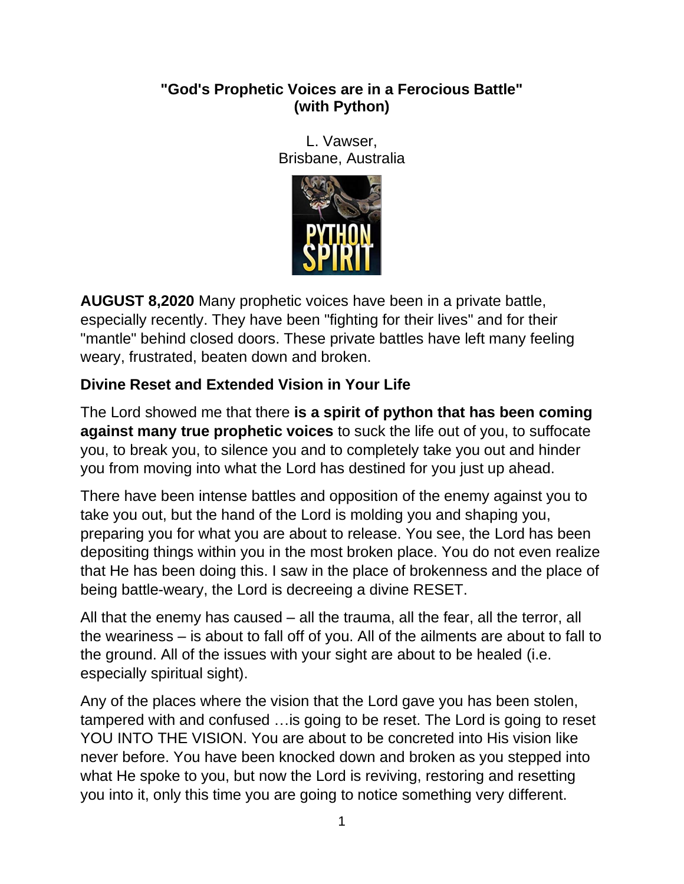**"God's Prophetic Voices are in a Ferocious Battle"**
**(with Python)**

L. Vawser,
Brisbane, Australia

**AUGUST 8,2020** Many prophetic voices have been in a private battle, especially recently. They have been "fighting for their lives" and for their "mantle" behind closed doors. These private battles have left many feeling weary, frustrated, beaten down and broken.

**Divine Reset and Extended Vision in Your Life**

The Lord showed me that there **is a spirit of python that has been coming against many true prophetic voices** to suck the life out of you, to suffocate you, to break you, to silence you and to completely take you out and hinder you from moving into what the Lord has destined for you just up ahead.

There have been intense battles and opposition of the enemy against you to take you out, but the hand of the Lord is molding you and shaping you, preparing you for what you are about to release. You see, the Lord has been depositing things within you in the most broken place. You do not even realize that He has been doing this. I saw in the place of brokenness and the place of being battle-weary, the Lord is decreeing a divine RESET.

All that the enemy has caused – all the trauma, all the fear, all the terror, all the weariness – is about to fall off of you. All of the ailments are about to fall to the ground. All of the issues with your sight are about to be healed (i.e. especially spiritual sight).

Any of the places where the vision that the Lord gave you has been stolen, tampered with and confused …is going to be reset. The Lord is going to reset YOU INTO THE VISION. You are about to be concreted into His vision like never before. You have been knocked down and broken as you stepped into what He spoke to you, but now the Lord is reviving, restoring and resetting you into it, only this time you are going to notice something very different.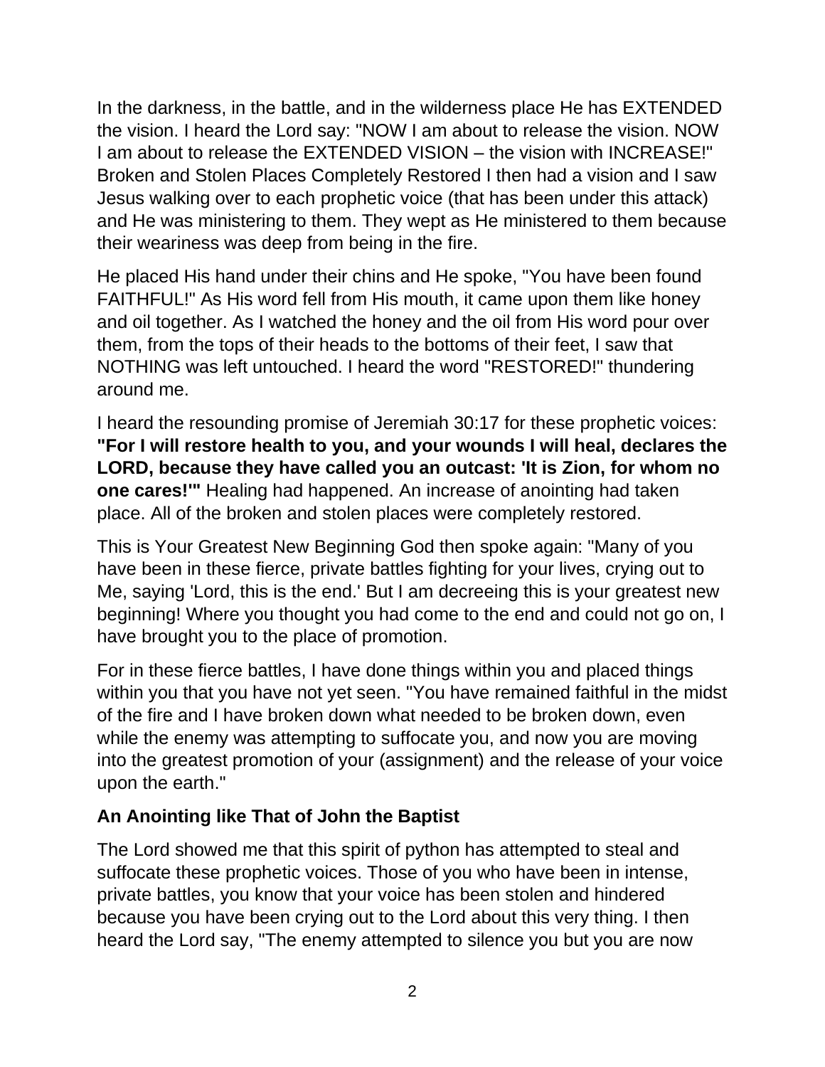In the darkness, in the battle, and in the wilderness place He has EXTENDED the vision. I heard the Lord say: "NOW I am about to release the vision. NOW I am about to release the EXTENDED VISION – the vision with INCREASE!" Broken and Stolen Places Completely Restored I then had a vision and I saw Jesus walking over to each prophetic voice (that has been under this attack) and He was ministering to them. They wept as He ministered to them because their weariness was deep from being in the fire.

He placed His hand under their chins and He spoke, "You have been found FAITHFUL!" As His word fell from His mouth, it came upon them like honey and oil together. As I watched the honey and the oil from His word pour over them, from the tops of their heads to the bottoms of their feet, I saw that NOTHING was left untouched. I heard the word "RESTORED!" thundering around me.

I heard the resounding promise of Jeremiah 30:17 for these prophetic voices: **"For I will restore health to you, and your wounds I will heal, declares the LORD, because they have called you an outcast: 'It is Zion, for whom no one cares!'"** Healing had happened. An increase of anointing had taken place. All of the broken and stolen places were completely restored.

This is Your Greatest New Beginning God then spoke again: "Many of you have been in these fierce, private battles fighting for your lives, crying out to Me, saying 'Lord, this is the end.' But I am decreeing this is your greatest new beginning! Where you thought you had come to the end and could not go on, I have brought you to the place of promotion.

For in these fierce battles, I have done things within you and placed things within you that you have not yet seen. "You have remained faithful in the midst of the fire and I have broken down what needed to be broken down, even while the enemy was attempting to suffocate you, and now you are moving into the greatest promotion of your (assignment) and the release of your voice upon the earth."

**An Anointing like That of John the Baptist**

The Lord showed me that this spirit of python has attempted to steal and suffocate these prophetic voices. Those of you who have been in intense, private battles, you know that your voice has been stolen and hindered because you have been crying out to the Lord about this very thing. I then heard the Lord say, "The enemy attempted to silence you but you are now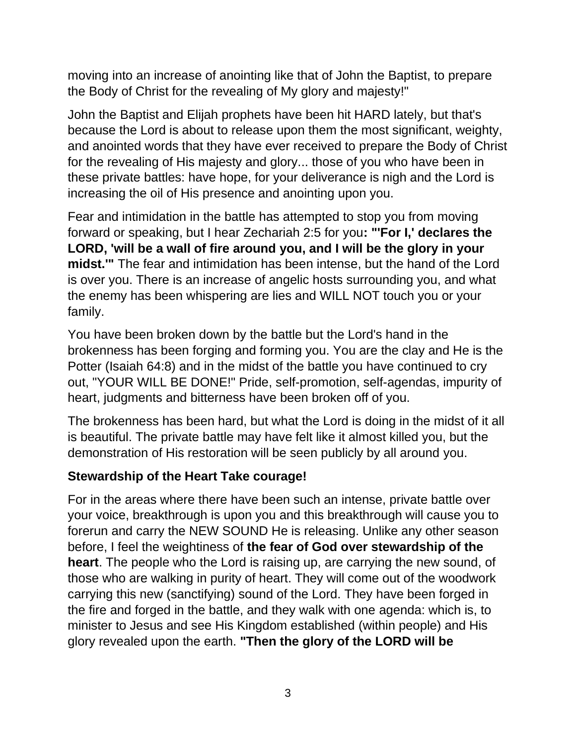moving into an increase of anointing like that of John the Baptist, to prepare the Body of Christ for the revealing of My glory and majesty!"

John the Baptist and Elijah prophets have been hit HARD lately, but that's because the Lord is about to release upon them the most significant, weighty, and anointed words that they have ever received to prepare the Body of Christ for the revealing of His majesty and glory... those of you who have been in these private battles: have hope, for your deliverance is nigh and the Lord is increasing the oil of His presence and anointing upon you.

Fear and intimidation in the battle has attempted to stop you from moving forward or speaking, but I hear Zechariah 2:5 for you**: "'For I,' declares the LORD, 'will be a wall of fire around you, and I will be the glory in your midst.'"** The fear and intimidation has been intense, but the hand of the Lord is over you. There is an increase of angelic hosts surrounding you, and what the enemy has been whispering are lies and WILL NOT touch you or your family.

You have been broken down by the battle but the Lord's hand in the brokenness has been forging and forming you. You are the clay and He is the Potter (Isaiah 64:8) and in the midst of the battle you have continued to cry out, "YOUR WILL BE DONE!" Pride, self-promotion, self-agendas, impurity of heart, judgments and bitterness have been broken off of you.

The brokenness has been hard, but what the Lord is doing in the midst of it all is beautiful. The private battle may have felt like it almost killed you, but the demonstration of His restoration will be seen publicly by all around you.

**Stewardship of the Heart Take courage!**

For in the areas where there have been such an intense, private battle over your voice, breakthrough is upon you and this breakthrough will cause you to forerun and carry the NEW SOUND He is releasing. Unlike any other season before, I feel the weightiness of **the fear of God over stewardship of the heart**. The people who the Lord is raising up, are carrying the new sound, of those who are walking in purity of heart. They will come out of the woodwork carrying this new (sanctifying) sound of the Lord. They have been forged in the fire and forged in the battle, and they walk with one agenda: which is, to minister to Jesus and see His Kingdom established (within people) and His glory revealed upon the earth. **"Then the glory of the LORD will be**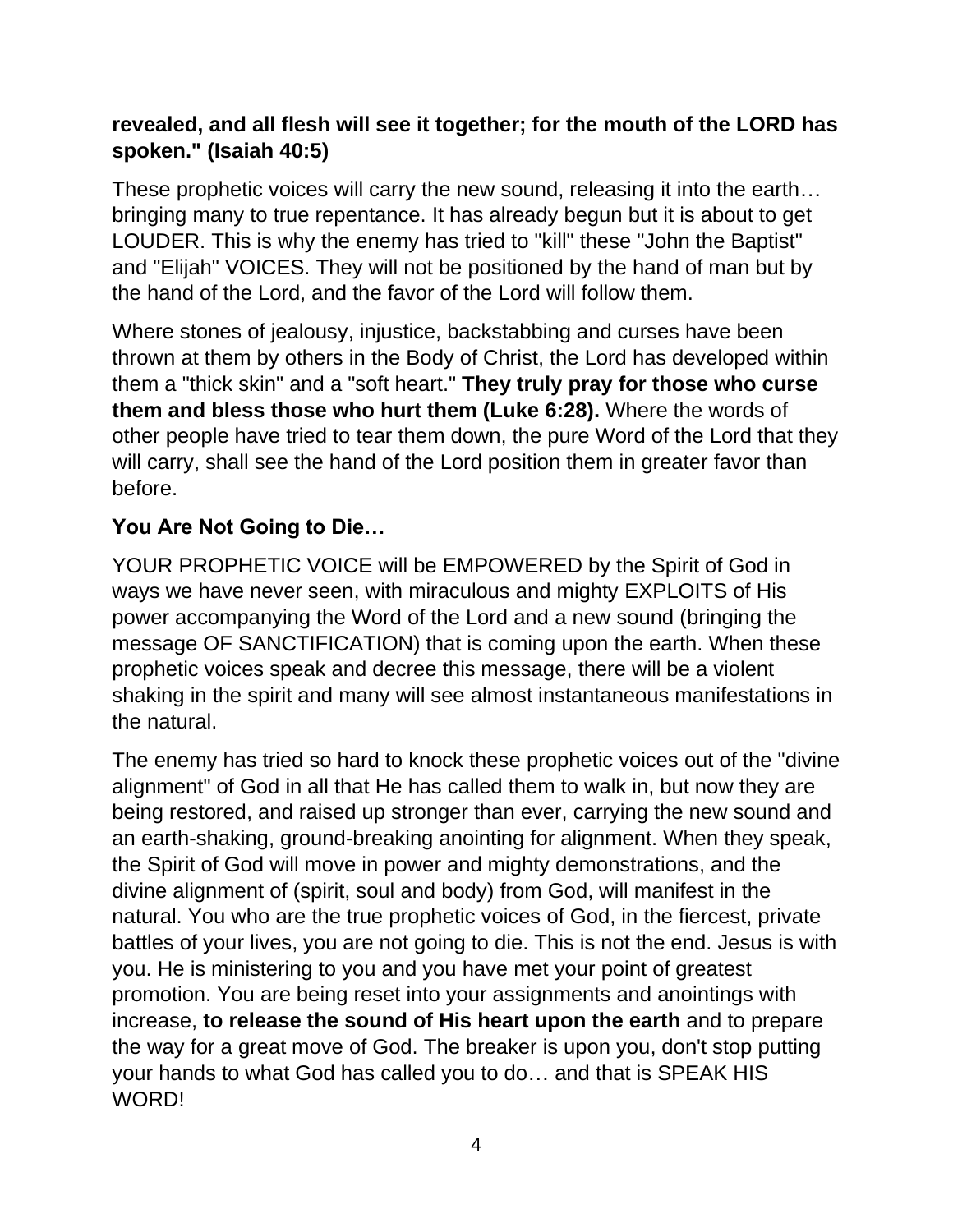**revealed, and all flesh will see it together; for the mouth of the LORD has spoken." (Isaiah 40:5)**

These prophetic voices will carry the new sound, releasing it into the earth… bringing many to true repentance. It has already begun but it is about to get LOUDER. This is why the enemy has tried to "kill" these "John the Baptist" and "Elijah" VOICES. They will not be positioned by the hand of man but by the hand of the Lord, and the favor of the Lord will follow them.

Where stones of jealousy, injustice, backstabbing and curses have been thrown at them by others in the Body of Christ, the Lord has developed within them a "thick skin" and a "soft heart." **They truly pray for those who curse them and bless those who hurt them (Luke 6:28).** Where the words of other people have tried to tear them down, the pure Word of the Lord that they will carry, shall see the hand of the Lord position them in greater favor than before.

### You Are Not Going to Die…

YOUR PROPHETIC VOICE will be EMPOWERED by the Spirit of God in ways we have never seen, with miraculous and mighty EXPLOITS of His power accompanying the Word of the Lord and a new sound (bringing the message OF SANCTIFICATION) that is coming upon the earth. When these prophetic voices speak and decree this message, there will be a violent shaking in the spirit and many will see almost instantaneous manifestations in the natural.

The enemy has tried so hard to knock these prophetic voices out of the "divine alignment" of God in all that He has called them to walk in, but now they are being restored, and raised up stronger than ever, carrying the new sound and an earth-shaking, ground-breaking anointing for alignment. When they speak, the Spirit of God will move in power and mighty demonstrations, and the divine alignment of (spirit, soul and body) from God, will manifest in the natural. You who are the true prophetic voices of God, in the fiercest, private battles of your lives, you are not going to die. This is not the end. Jesus is with you. He is ministering to you and you have met your point of greatest promotion. You are being reset into your assignments and anointings with increase, **to release the sound of His heart upon the earth** and to prepare the way for a great move of God. The breaker is upon you, don't stop putting your hands to what God has called you to do… and that is SPEAK HIS WORD!